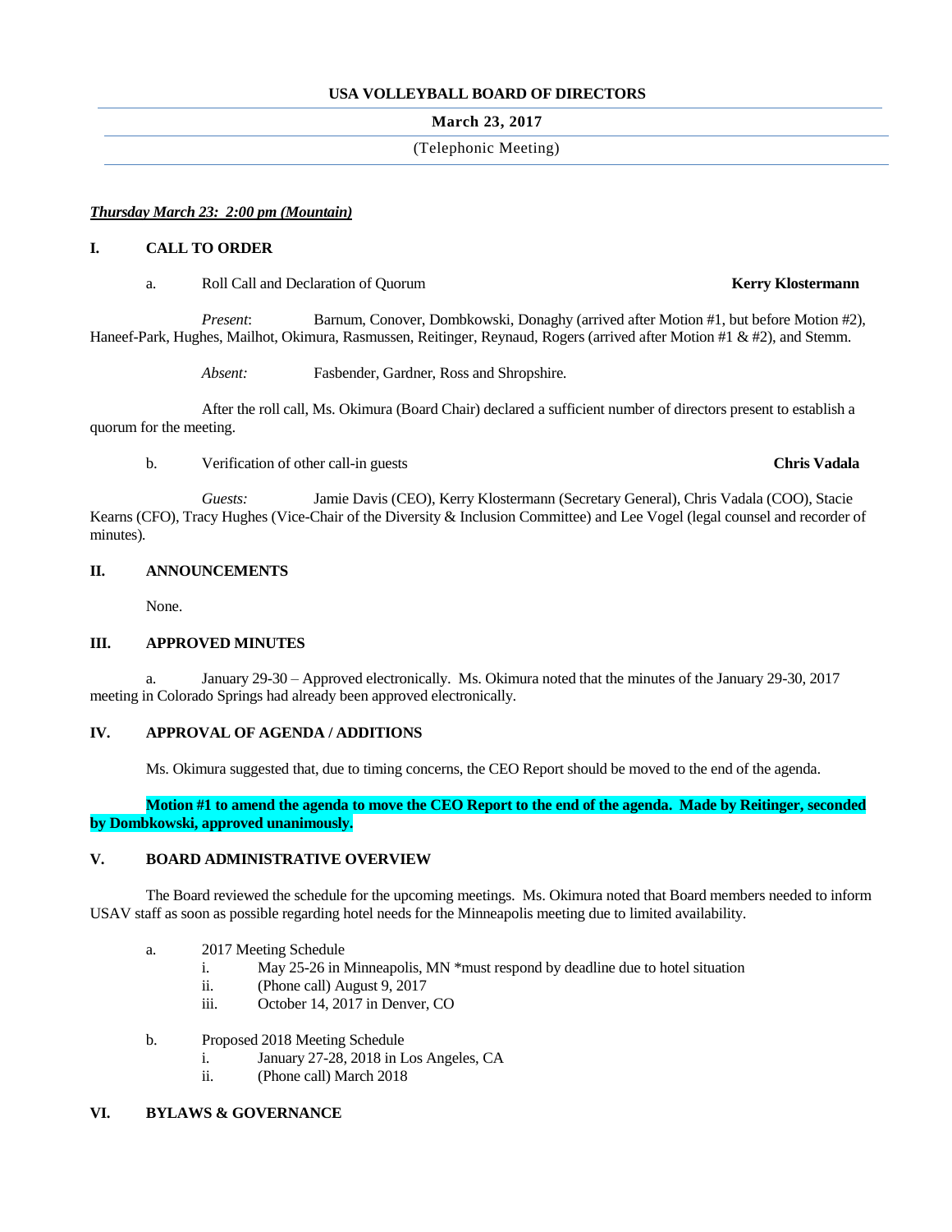**USA VOLLEYBALL BOARD OF DIRECTORS**

**March 23, 2017**

(Telephonic Meeting)

***Thursday March 23: 2:00 pm (Mountain)***

## I. CALL TO ORDER

a. Roll Call and Declaration of Quorum **Kerry Klostermann**

*Present*: Barnum, Conover, Dombkowski, Donaghy (arrived after Motion #1, but before Motion #2), Haneef-Park, Hughes, Mailhot, Okimura, Rasmussen, Reitinger, Reynaud, Rogers (arrived after Motion #1 & #2), and Stemm.

*Absent:* Fasbender, Gardner, Ross and Shropshire.

After the roll call, Ms. Okimura (Board Chair) declared a sufficient number of directors present to establish a quorum for the meeting.

b. Verification of other call-in guests **Chris Vadala**

*Guests:* Jamie Davis (CEO), Kerry Klostermann (Secretary General), Chris Vadala (COO), Stacie Kearns (CFO), Tracy Hughes (Vice-Chair of the Diversity & Inclusion Committee) and Lee Vogel (legal counsel and recorder of minutes).

## II. ANNOUNCEMENTS

None.

## III. APPROVED MINUTES

a. January 29-30 – Approved electronically. Ms. Okimura noted that the minutes of the January 29-30, 2017 meeting in Colorado Springs had already been approved electronically.

## IV. APPROVAL OF AGENDA / ADDITIONS

Ms. Okimura suggested that, due to timing concerns, the CEO Report should be moved to the end of the agenda.

**Motion #1 to amend the agenda to move the CEO Report to the end of the agenda. Made by Reitinger, seconded by Dombkowski, approved unanimously.**

## V. BOARD ADMINISTRATIVE OVERVIEW

The Board reviewed the schedule for the upcoming meetings. Ms. Okimura noted that Board members needed to inform USAV staff as soon as possible regarding hotel needs for the Minneapolis meeting due to limited availability.

a. 2017 Meeting Schedule
   i. May 25-26 in Minneapolis, MN *must respond by deadline due to hotel situation
   ii. (Phone call) August 9, 2017
   iii. October 14, 2017 in Denver, CO

b. Proposed 2018 Meeting Schedule
   i. January 27-28, 2018 in Los Angeles, CA
   ii. (Phone call) March 2018

## VI. BYLAWS & GOVERNANCE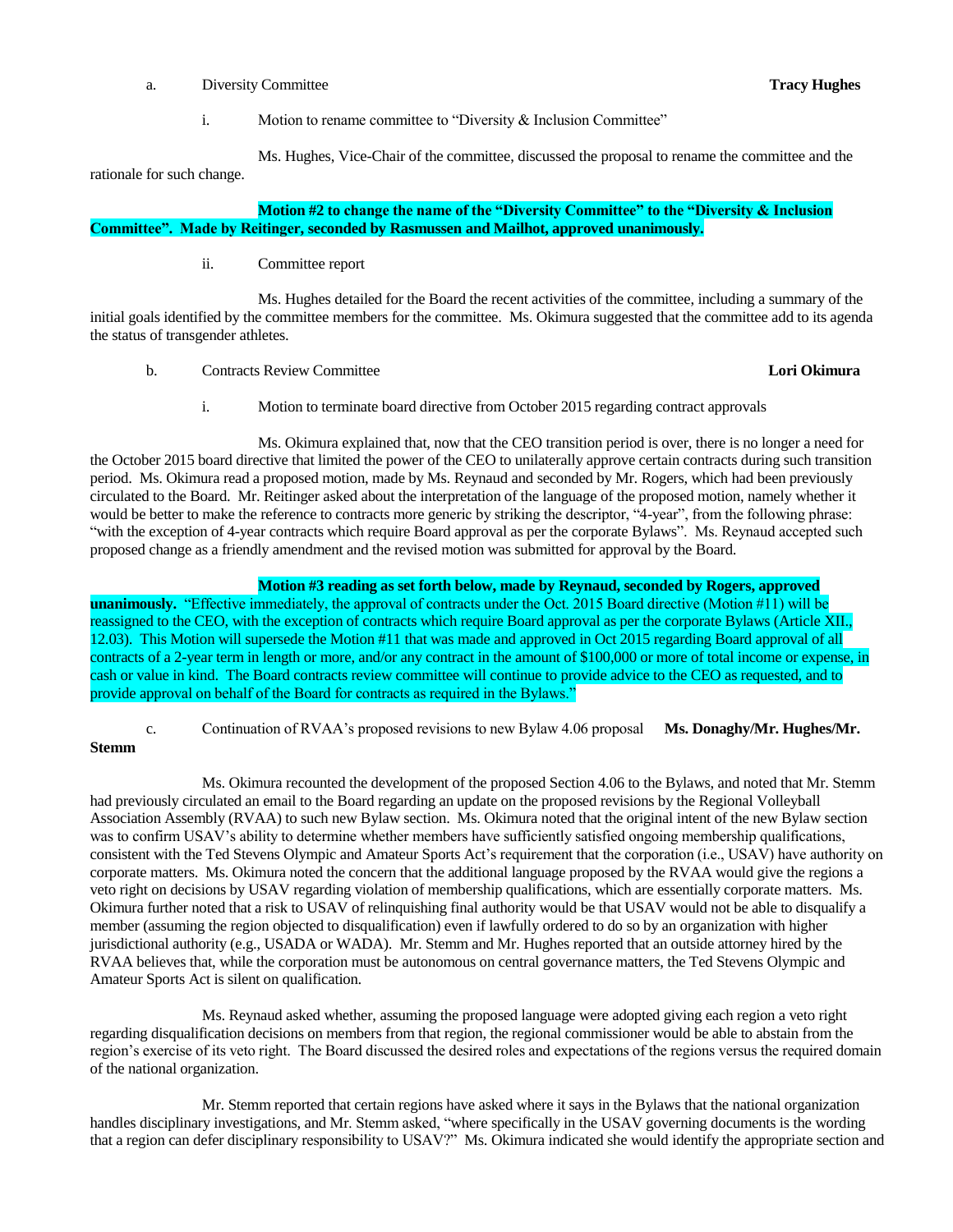a. Diversity Committee **Tracy Hughes**

i. Motion to rename committee to "Diversity & Inclusion Committee"

Ms. Hughes, Vice-Chair of the committee, discussed the proposal to rename the committee and the rationale for such change.

**Motion #2 to change the name of the "Diversity Committee" to the "Diversity & Inclusion Committee". Made by Reitinger, seconded by Rasmussen and Mailhot, approved unanimously.**

ii. Committee report

Ms. Hughes detailed for the Board the recent activities of the committee, including a summary of the initial goals identified by the committee members for the committee. Ms. Okimura suggested that the committee add to its agenda the status of transgender athletes.

b. Contracts Review Committee **Lori Okimura**

i. Motion to terminate board directive from October 2015 regarding contract approvals

Ms. Okimura explained that, now that the CEO transition period is over, there is no longer a need for the October 2015 board directive that limited the power of the CEO to unilaterally approve certain contracts during such transition period. Ms. Okimura read a proposed motion, made by Ms. Reynaud and seconded by Mr. Rogers, which had been previously circulated to the Board. Mr. Reitinger asked about the interpretation of the language of the proposed motion, namely whether it would be better to make the reference to contracts more generic by striking the descriptor, "4-year", from the following phrase: "with the exception of 4-year contracts which require Board approval as per the corporate Bylaws". Ms. Reynaud accepted such proposed change as a friendly amendment and the revised motion was submitted for approval by the Board.

**Motion #3 reading as set forth below, made by Reynaud, seconded by Rogers, approved unanimously.** "Effective immediately, the approval of contracts under the Oct. 2015 Board directive (Motion #11) will be reassigned to the CEO, with the exception of contracts which require Board approval as per the corporate Bylaws (Article XII., 12.03). This Motion will supersede the Motion #11 that was made and approved in Oct 2015 regarding Board approval of all contracts of a 2-year term in length or more, and/or any contract in the amount of $100,000 or more of total income or expense, in cash or value in kind. The Board contracts review committee will continue to provide advice to the CEO as requested, and to provide approval on behalf of the Board for contracts as required in the Bylaws."

c. Continuation of RVAA's proposed revisions to new Bylaw 4.06 proposal **Ms. Donaghy/Mr. Hughes/Mr. Stemm**

Ms. Okimura recounted the development of the proposed Section 4.06 to the Bylaws, and noted that Mr. Stemm had previously circulated an email to the Board regarding an update on the proposed revisions by the Regional Volleyball Association Assembly (RVAA) to such new Bylaw section. Ms. Okimura noted that the original intent of the new Bylaw section was to confirm USAV's ability to determine whether members have sufficiently satisfied ongoing membership qualifications, consistent with the Ted Stevens Olympic and Amateur Sports Act's requirement that the corporation (i.e., USAV) have authority on corporate matters. Ms. Okimura noted the concern that the additional language proposed by the RVAA would give the regions a veto right on decisions by USAV regarding violation of membership qualifications, which are essentially corporate matters. Ms. Okimura further noted that a risk to USAV of relinquishing final authority would be that USAV would not be able to disqualify a member (assuming the region objected to disqualification) even if lawfully ordered to do so by an organization with higher jurisdictional authority (e.g., USADA or WADA). Mr. Stemm and Mr. Hughes reported that an outside attorney hired by the RVAA believes that, while the corporation must be autonomous on central governance matters, the Ted Stevens Olympic and Amateur Sports Act is silent on qualification.

Ms. Reynaud asked whether, assuming the proposed language were adopted giving each region a veto right regarding disqualification decisions on members from that region, the regional commissioner would be able to abstain from the region's exercise of its veto right. The Board discussed the desired roles and expectations of the regions versus the required domain of the national organization.

Mr. Stemm reported that certain regions have asked where it says in the Bylaws that the national organization handles disciplinary investigations, and Mr. Stemm asked, "where specifically in the USAV governing documents is the wording that a region can defer disciplinary responsibility to USAV?" Ms. Okimura indicated she would identify the appropriate section and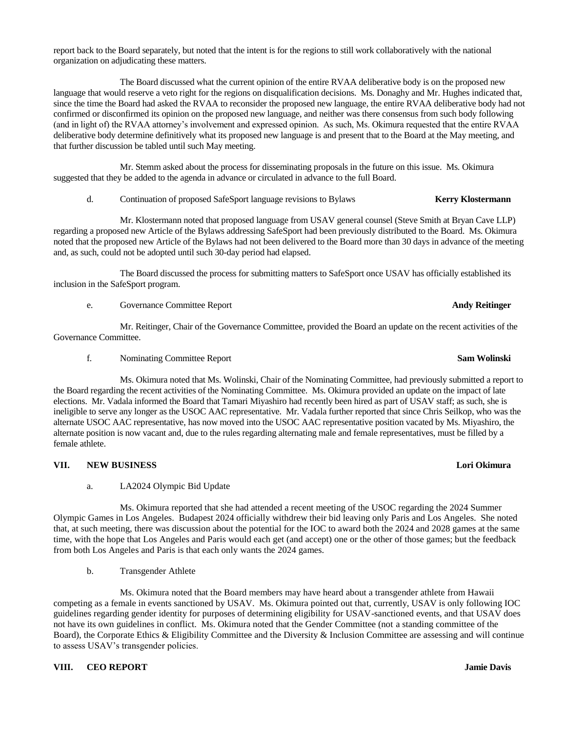report back to the Board separately, but noted that the intent is for the regions to still work collaboratively with the national organization on adjudicating these matters.

The Board discussed what the current opinion of the entire RVAA deliberative body is on the proposed new language that would reserve a veto right for the regions on disqualification decisions. Ms. Donaghy and Mr. Hughes indicated that, since the time the Board had asked the RVAA to reconsider the proposed new language, the entire RVAA deliberative body had not confirmed or disconfirmed its opinion on the proposed new language, and neither was there consensus from such body following (and in light of) the RVAA attorney's involvement and expressed opinion. As such, Ms. Okimura requested that the entire RVAA deliberative body determine definitively what its proposed new language is and present that to the Board at the May meeting, and that further discussion be tabled until such May meeting.

Mr. Stemm asked about the process for disseminating proposals in the future on this issue. Ms. Okimura suggested that they be added to the agenda in advance or circulated in advance to the full Board.

d. Continuation of proposed SafeSport language revisions to Bylaws **Kerry Klostermann**

Mr. Klostermann noted that proposed language from USAV general counsel (Steve Smith at Bryan Cave LLP) regarding a proposed new Article of the Bylaws addressing SafeSport had been previously distributed to the Board. Ms. Okimura noted that the proposed new Article of the Bylaws had not been delivered to the Board more than 30 days in advance of the meeting and, as such, could not be adopted until such 30-day period had elapsed.

The Board discussed the process for submitting matters to SafeSport once USAV has officially established its inclusion in the SafeSport program.

e. Governance Committee Report **Andy Reitinger**

Mr. Reitinger, Chair of the Governance Committee, provided the Board an update on the recent activities of the Governance Committee.

f. Nominating Committee Report **Sam Wolinski**

Ms. Okimura noted that Ms. Wolinski, Chair of the Nominating Committee, had previously submitted a report to the Board regarding the recent activities of the Nominating Committee. Ms. Okimura provided an update on the impact of late elections. Mr. Vadala informed the Board that Tamari Miyashiro had recently been hired as part of USAV staff; as such, she is ineligible to serve any longer as the USOC AAC representative. Mr. Vadala further reported that since Chris Seilkop, who was the alternate USOC AAC representative, has now moved into the USOC AAC representative position vacated by Ms. Miyashiro, the alternate position is now vacant and, due to the rules regarding alternating male and female representatives, must be filled by a female athlete.

## VII. NEW BUSINESS **Lori Okimura**

a. LA2024 Olympic Bid Update

Ms. Okimura reported that she had attended a recent meeting of the USOC regarding the 2024 Summer Olympic Games in Los Angeles. Budapest 2024 officially withdrew their bid leaving only Paris and Los Angeles. She noted that, at such meeting, there was discussion about the potential for the IOC to award both the 2024 and 2028 games at the same time, with the hope that Los Angeles and Paris would each get (and accept) one or the other of those games; but the feedback from both Los Angeles and Paris is that each only wants the 2024 games.

b. Transgender Athlete

Ms. Okimura noted that the Board members may have heard about a transgender athlete from Hawaii competing as a female in events sanctioned by USAV. Ms. Okimura pointed out that, currently, USAV is only following IOC guidelines regarding gender identity for purposes of determining eligibility for USAV-sanctioned events, and that USAV does not have its own guidelines in conflict. Ms. Okimura noted that the Gender Committee (not a standing committee of the Board), the Corporate Ethics & Eligibility Committee and the Diversity & Inclusion Committee are assessing and will continue to assess USAV's transgender policies.

## VIII. CEO REPORT **Jamie Davis**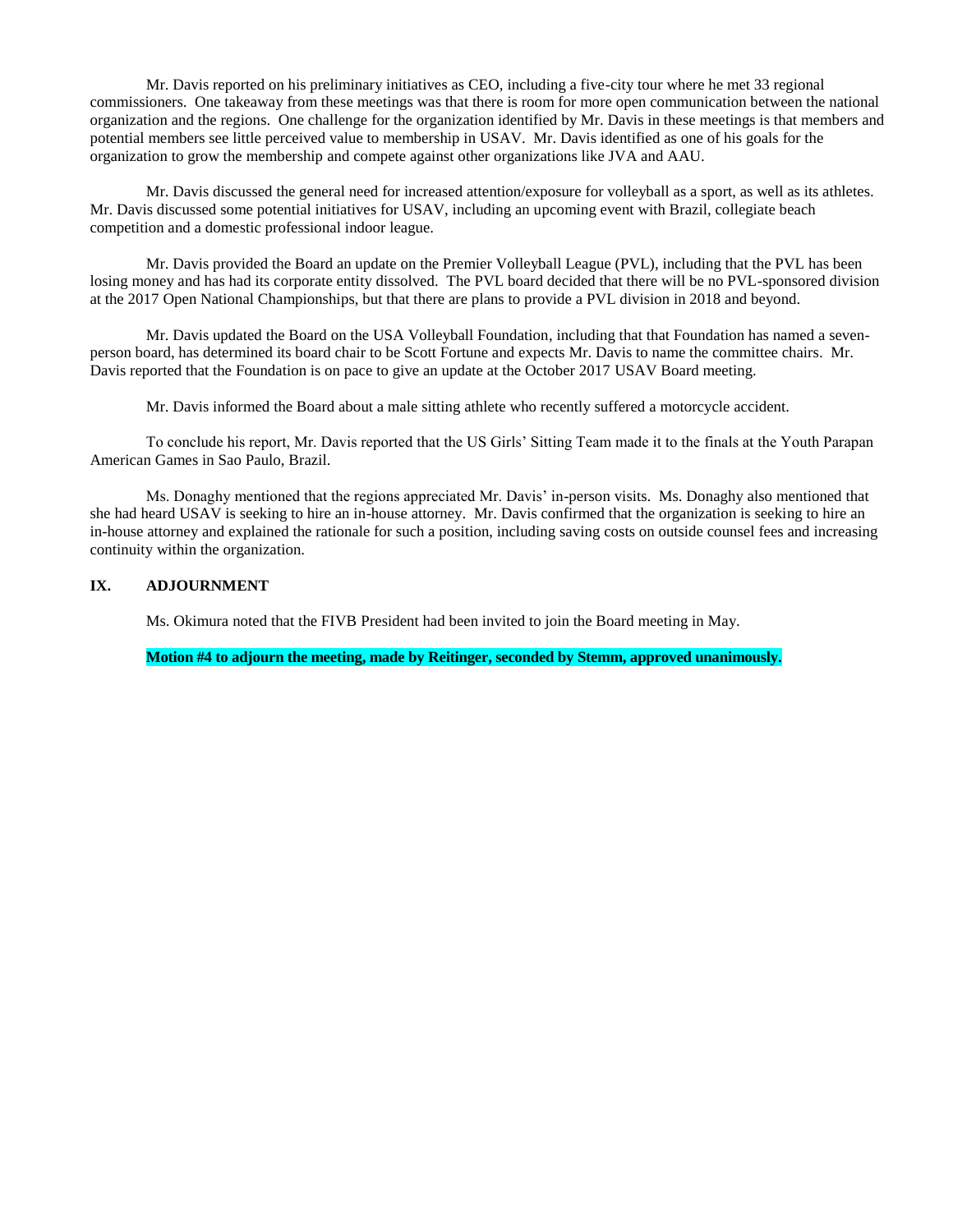Mr. Davis reported on his preliminary initiatives as CEO, including a five-city tour where he met 33 regional commissioners. One takeaway from these meetings was that there is room for more open communication between the national organization and the regions. One challenge for the organization identified by Mr. Davis in these meetings is that members and potential members see little perceived value to membership in USAV. Mr. Davis identified as one of his goals for the organization to grow the membership and compete against other organizations like JVA and AAU.

Mr. Davis discussed the general need for increased attention/exposure for volleyball as a sport, as well as its athletes. Mr. Davis discussed some potential initiatives for USAV, including an upcoming event with Brazil, collegiate beach competition and a domestic professional indoor league.

Mr. Davis provided the Board an update on the Premier Volleyball League (PVL), including that the PVL has been losing money and has had its corporate entity dissolved. The PVL board decided that there will be no PVL-sponsored division at the 2017 Open National Championships, but that there are plans to provide a PVL division in 2018 and beyond.

Mr. Davis updated the Board on the USA Volleyball Foundation, including that that Foundation has named a seven-person board, has determined its board chair to be Scott Fortune and expects Mr. Davis to name the committee chairs. Mr. Davis reported that the Foundation is on pace to give an update at the October 2017 USAV Board meeting.

Mr. Davis informed the Board about a male sitting athlete who recently suffered a motorcycle accident.

To conclude his report, Mr. Davis reported that the US Girls' Sitting Team made it to the finals at the Youth Parapan American Games in Sao Paulo, Brazil.

Ms. Donaghy mentioned that the regions appreciated Mr. Davis' in-person visits. Ms. Donaghy also mentioned that she had heard USAV is seeking to hire an in-house attorney. Mr. Davis confirmed that the organization is seeking to hire an in-house attorney and explained the rationale for such a position, including saving costs on outside counsel fees and increasing continuity within the organization.

## IX. ADJOURNMENT

Ms. Okimura noted that the FIVB President had been invited to join the Board meeting in May.

**Motion #4 to adjourn the meeting, made by Reitinger, seconded by Stemm, approved unanimously.**